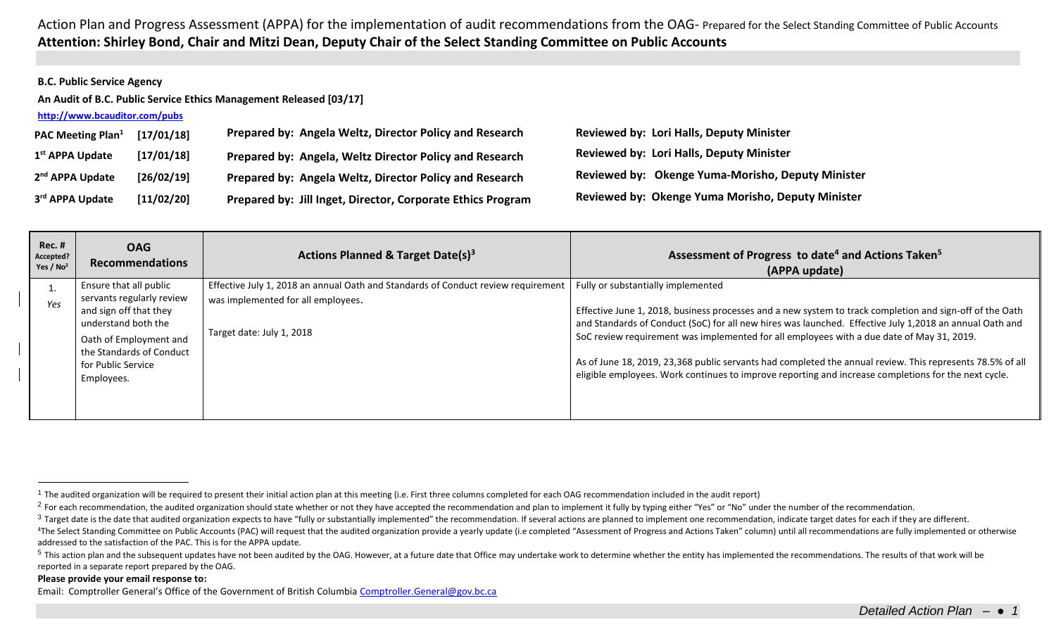Action Plan and Progress Assessment (APPA) for the implementation of audit recommendations from the OAG- Prepared for the Select Standing Committee of Public Accounts

**Attention: Shirley Bond, Chair and Mitzi Dean, Deputy Chair of the Select Standing Committee on Public Accounts**

**B.C. Public Service Agency**

**An Audit of B.C. Public Service Ethics Management Released [03/17]**

**http://www.bcauditor.com/pubs**

| | | | |
|---|---|---|---|
| **PAC Meeting Plan[1]** | **[17/01/18]** | **Prepared by: Angela Weltz, Director Policy and Research** | **Reviewed by: Lori Halls, Deputy Minister** |
| **1st APPA Update** | **[17/01/18]** | **Prepared by: Angela, Weltz Director Policy and Research** | **Reviewed by: Lori Halls, Deputy Minister** |
| **2nd APPA Update** | **[26/02/19]** | **Prepared by: Angela Weltz, Director Policy and Research** | **Reviewed by: Okenge Yuma-Morisho, Deputy Minister** |
| **3rd APPA Update** | **[11/02/20]** | **Prepared by: Jill Inget, Director, Corporate Ethics Program** | **Reviewed by: Okenge Yuma Morisho, Deputy Minister** |

| Rec. # Accepted? Yes / No[2] | OAG Recommendations | Actions Planned & Target Date(s)[3] | Assessment of Progress to date[4] and Actions Taken[5] (APPA update) |
|---|---|---|---|
| 1. *Yes* | Ensure that all public servants regularly review and sign off that they understand both the Oath of Employment and the Standards of Conduct for Public Service Employees. | Effective July 1, 2018 an annual Oath and Standards of Conduct review requirement was implemented for all employees.<br><br>Target date: July 1, 2018 | Fully or substantially implemented<br><br>Effective June 1, 2018, business processes and a new system to track completion and sign-off of the Oath and Standards of Conduct (SoC) for all new hires was launched. Effective July 1,2018 an annual Oath and SoC review requirement was implemented for all employees with a due date of May 31, 2019.<br><br>As of June 18, 2019, 23,368 public servants had completed the annual review. This represents 78.5% of all eligible employees. Work continues to improve reporting and increase completions for the next cycle. |

[1] The audited organization will be required to present their initial action plan at this meeting (i.e. First three columns completed for each OAG recommendation included in the audit report)

[2] For each recommendation, the audited organization should state whether or not they have accepted the recommendation and plan to implement it fully by typing either "Yes" or "No" under the number of the recommendation.

[3] Target date is the date that audited organization expects to have "fully or substantially implemented" the recommendation. If several actions are planned to implement one recommendation, indicate target dates for each if they are different.

[4] The Select Standing Committee on Public Accounts (PAC) will request that the audited organization provide a yearly update (i.e completed "Assessment of Progress and Actions Taken" column) until all recommendations are fully implemented or otherwise addressed to the satisfaction of the PAC. This is for the APPA update.

[5] This action plan and the subsequent updates have not been audited by the OAG. However, at a future date that Office may undertake work to determine whether the entity has implemented the recommendations. The results of that work will be reported in a separate report prepared by the OAG.

**Please provide your email response to:**

Email: Comptroller General's Office of the Government of British Columbia Comptroller.General@gov.bc.ca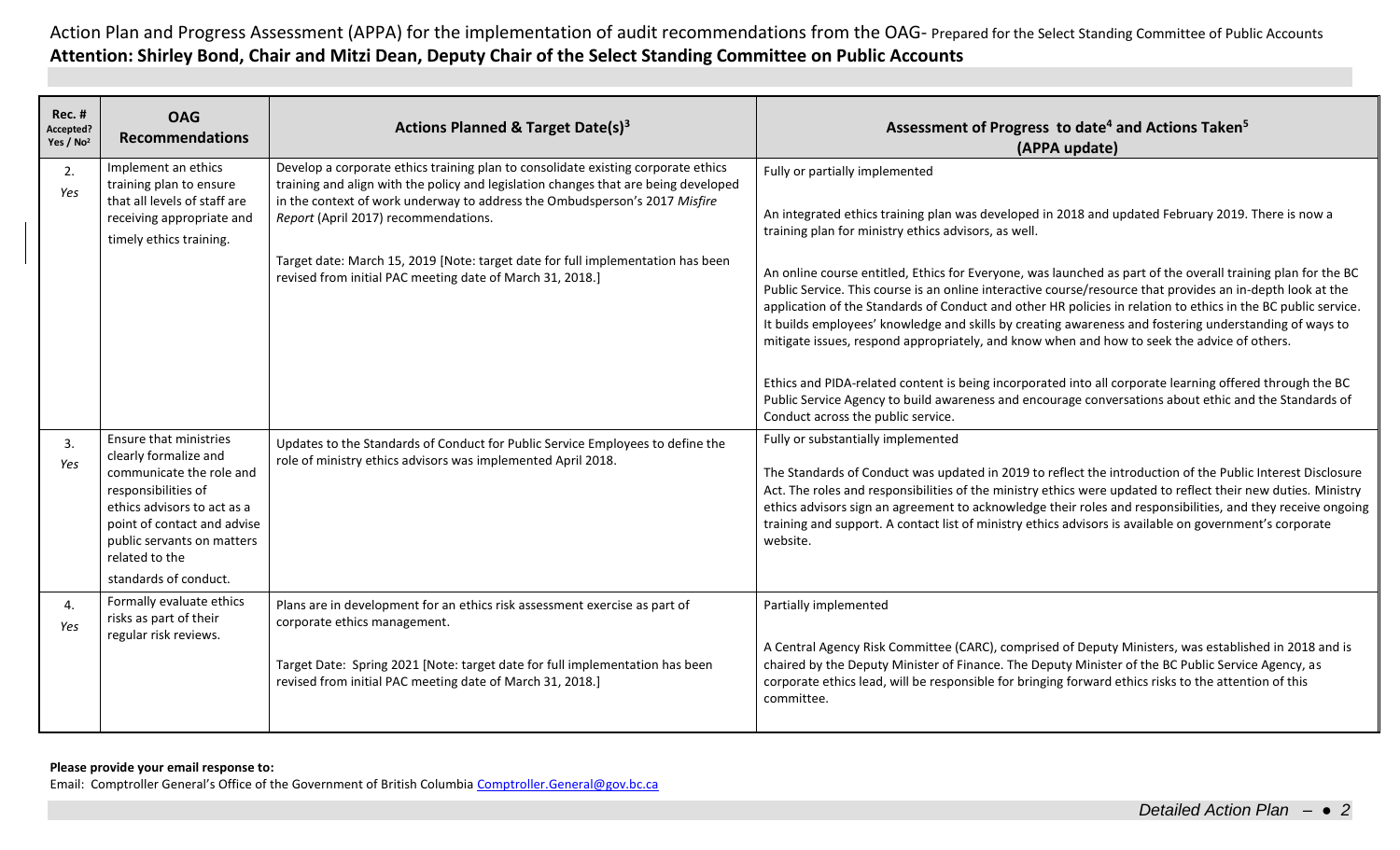Action Plan and Progress Assessment (APPA) for the implementation of audit recommendations from the OAG- Prepared for the Select Standing Committee of Public Accounts

**Attention: Shirley Bond, Chair and Mitzi Dean, Deputy Chair of the Select Standing Committee on Public Accounts**

| Rec. # Accepted? Yes / No[2] | OAG Recommendations | Actions Planned & Target Date(s)[3] | Assessment of Progress to date[4] and Actions Taken[5] (APPA update) |
|---|---|---|---|
| 2. *Yes* | Implement an ethics training plan to ensure that all levels of staff are receiving appropriate and timely ethics training. | Develop a corporate ethics training plan to consolidate existing corporate ethics training and align with the policy and legislation changes that are being developed in the context of work underway to address the Ombudsperson's 2017 *Misfire Report* (April 2017) recommendations.<br><br>Target date: March 15, 2019 [Note: target date for full implementation has been revised from initial PAC meeting date of March 31, 2018.] | Fully or partially implemented<br><br>An integrated ethics training plan was developed in 2018 and updated February 2019. There is now a training plan for ministry ethics advisors, as well.<br><br>An online course entitled, Ethics for Everyone, was launched as part of the overall training plan for the BC Public Service. This course is an online interactive course/resource that provides an in-depth look at the application of the Standards of Conduct and other HR policies in relation to ethics in the BC public service. It builds employees' knowledge and skills by creating awareness and fostering understanding of ways to mitigate issues, respond appropriately, and know when and how to seek the advice of others.<br><br>Ethics and PIDA-related content is being incorporated into all corporate learning offered through the BC Public Service Agency to build awareness and encourage conversations about ethic and the Standards of Conduct across the public service. |
| 3. *Yes* | Ensure that ministries clearly formalize and communicate the role and responsibilities of ethics advisors to act as a point of contact and advise public servants on matters related to the standards of conduct. | Updates to the Standards of Conduct for Public Service Employees to define the role of ministry ethics advisors was implemented April 2018. | Fully or substantially implemented<br><br>The Standards of Conduct was updated in 2019 to reflect the introduction of the Public Interest Disclosure Act. The roles and responsibilities of the ministry ethics were updated to reflect their new duties. Ministry ethics advisors sign an agreement to acknowledge their roles and responsibilities, and they receive ongoing training and support. A contact list of ministry ethics advisors is available on government's corporate website. |
| 4. *Yes* | Formally evaluate ethics risks as part of their regular risk reviews. | Plans are in development for an ethics risk assessment exercise as part of corporate ethics management.<br><br>Target Date: Spring 2021 [Note: target date for full implementation has been revised from initial PAC meeting date of March 31, 2018.] | Partially implemented<br><br>A Central Agency Risk Committee (CARC), comprised of Deputy Ministers, was established in 2018 and is chaired by the Deputy Minister of Finance. The Deputy Minister of the BC Public Service Agency, as corporate ethics lead, will be responsible for bringing forward ethics risks to the attention of this committee. |

**Please provide your email response to:**

Email: Comptroller General's Office of the Government of British Columbia Comptroller.General@gov.bc.ca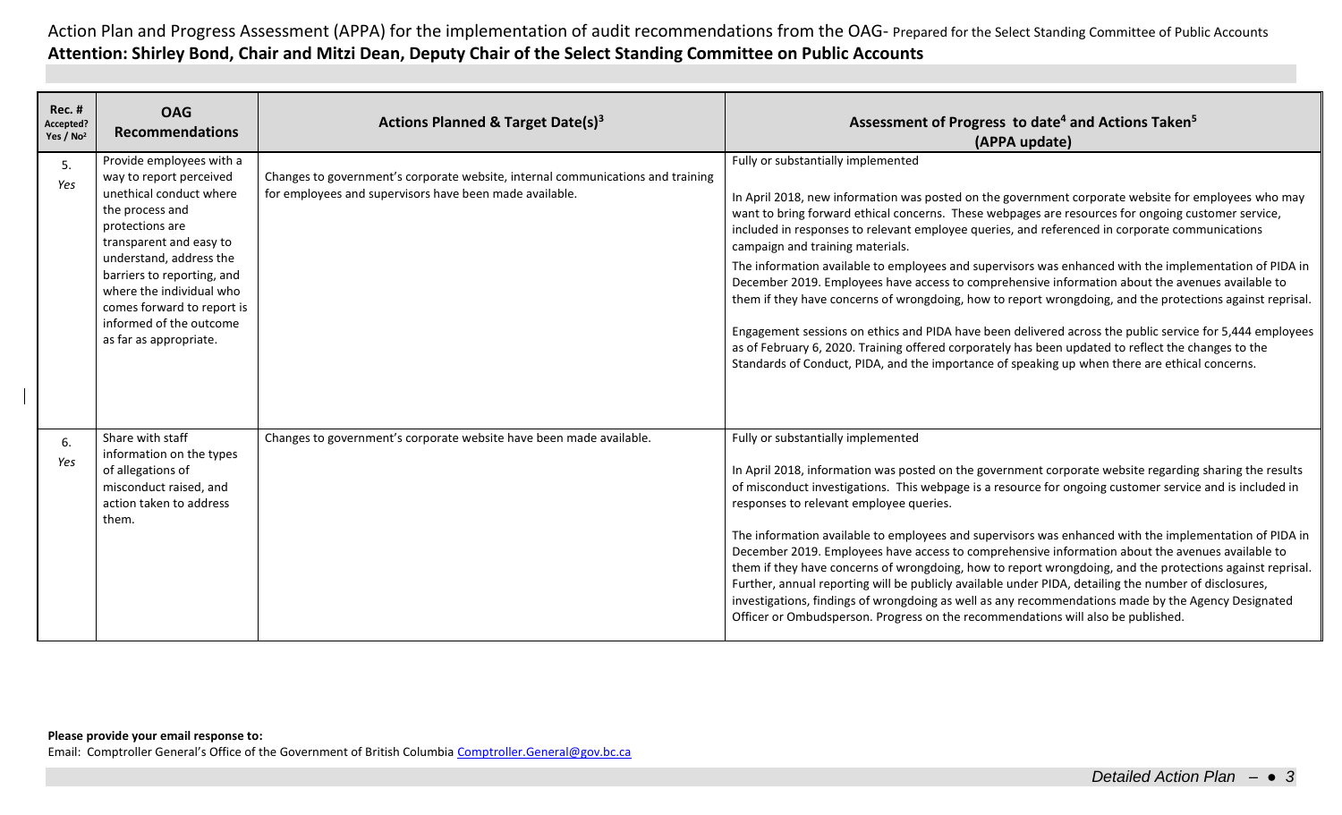Action Plan and Progress Assessment (APPA) for the implementation of audit recommendations from the OAG- Prepared for the Select Standing Committee of Public Accounts

**Attention: Shirley Bond, Chair and Mitzi Dean, Deputy Chair of the Select Standing Committee on Public Accounts**

| Rec. # Accepted? Yes / No[2] | OAG Recommendations | Actions Planned & Target Date(s)[3] | Assessment of Progress to date[4] and Actions Taken[5] (APPA update) |
|---|---|---|---|
| 5. *Yes* | Provide employees with a way to report perceived unethical conduct where the process and protections are transparent and easy to understand, address the barriers to reporting, and where the individual who comes forward to report is informed of the outcome as far as appropriate. | Changes to government's corporate website, internal communications and training for employees and supervisors have been made available. | Fully or substantially implemented<br><br>In April 2018, new information was posted on the government corporate website for employees who may want to bring forward ethical concerns. These webpages are resources for ongoing customer service, included in responses to relevant employee queries, and referenced in corporate communications campaign and training materials.<br><br>The information available to employees and supervisors was enhanced with the implementation of PIDA in December 2019. Employees have access to comprehensive information about the avenues available to them if they have concerns of wrongdoing, how to report wrongdoing, and the protections against reprisal.<br><br>Engagement sessions on ethics and PIDA have been delivered across the public service for 5,444 employees as of February 6, 2020. Training offered corporately has been updated to reflect the changes to the Standards of Conduct, PIDA, and the importance of speaking up when there are ethical concerns. |
| 6. *Yes* | Share with staff information on the types of allegations of misconduct raised, and action taken to address them. | Changes to government's corporate website have been made available. | Fully or substantially implemented<br><br>In April 2018, information was posted on the government corporate website regarding sharing the results of misconduct investigations. This webpage is a resource for ongoing customer service and is included in responses to relevant employee queries.<br><br>The information available to employees and supervisors was enhanced with the implementation of PIDA in December 2019. Employees have access to comprehensive information about the avenues available to them if they have concerns of wrongdoing, how to report wrongdoing, and the protections against reprisal. Further, annual reporting will be publicly available under PIDA, detailing the number of disclosures, investigations, findings of wrongdoing as well as any recommendations made by the Agency Designated Officer or Ombudsperson. Progress on the recommendations will also be published. |

**Please provide your email response to:**

Email: Comptroller General's Office of the Government of British Columbia Comptroller.General@gov.bc.ca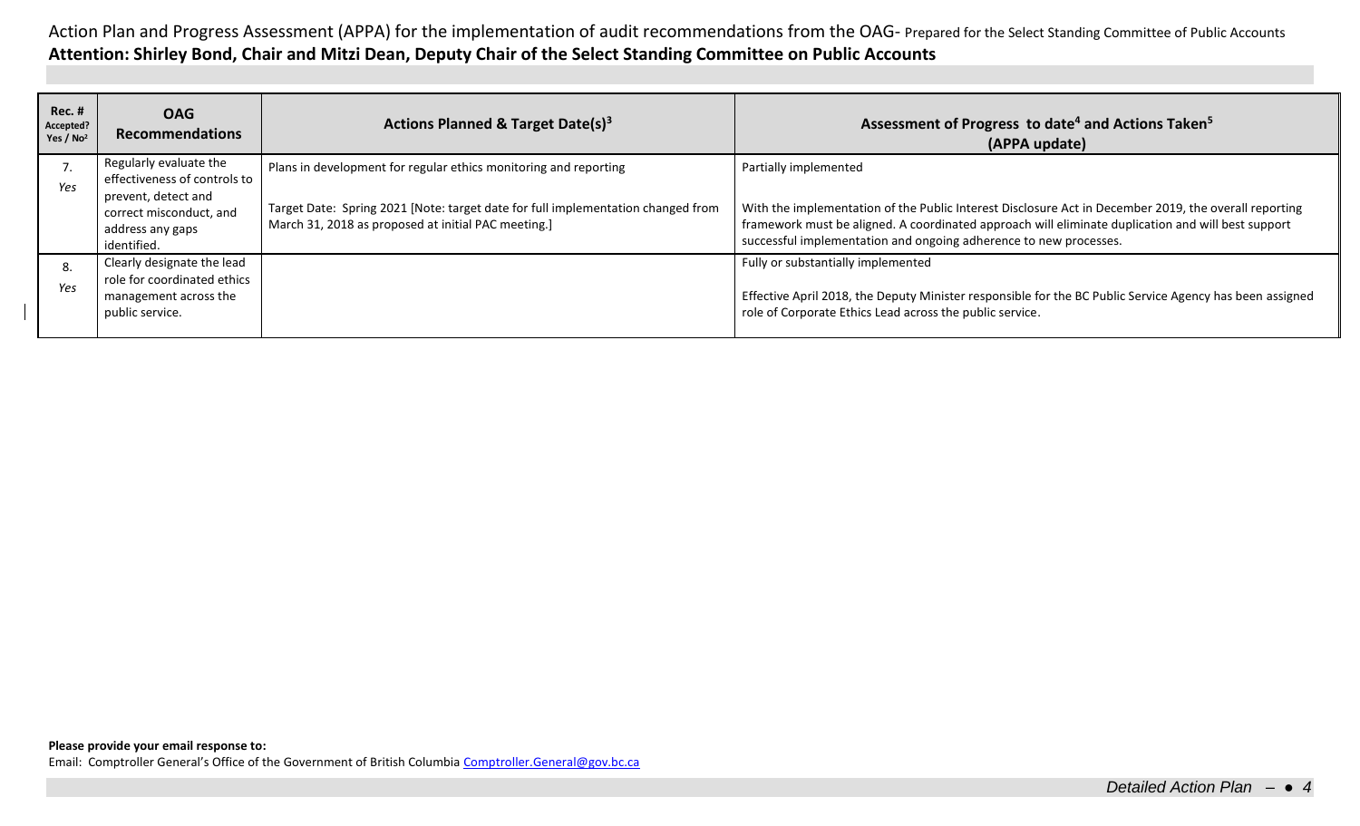Action Plan and Progress Assessment (APPA) for the implementation of audit recommendations from the OAG- Prepared for the Select Standing Committee of Public Accounts

**Attention: Shirley Bond, Chair and Mitzi Dean, Deputy Chair of the Select Standing Committee on Public Accounts**

| **Rec. #** Accepted? Yes / No[2] | **OAG Recommendations** | **Actions Planned & Target Date(s)[3]** | **Assessment of Progress to date[4] and Actions Taken[5] (APPA update)** |
|---|---|---|---|
| 7. *Yes* | Regularly evaluate the effectiveness of controls to prevent, detect and correct misconduct, and address any gaps identified. | Plans in development for regular ethics monitoring and reporting<br><br>Target Date: Spring 2021 [Note: target date for full implementation changed from March 31, 2018 as proposed at initial PAC meeting.] | Partially implemented<br><br>With the implementation of the Public Interest Disclosure Act in December 2019, the overall reporting framework must be aligned. A coordinated approach will eliminate duplication and will best support successful implementation and ongoing adherence to new processes. |
| 8. *Yes* | Clearly designate the lead role for coordinated ethics management across the public service. | | Fully or substantially implemented<br><br>Effective April 2018, the Deputy Minister responsible for the BC Public Service Agency has been assigned role of Corporate Ethics Lead across the public service. |

**Please provide your email response to:**

Email: Comptroller General's Office of the Government of British Columbia Comptroller.General@gov.bc.ca